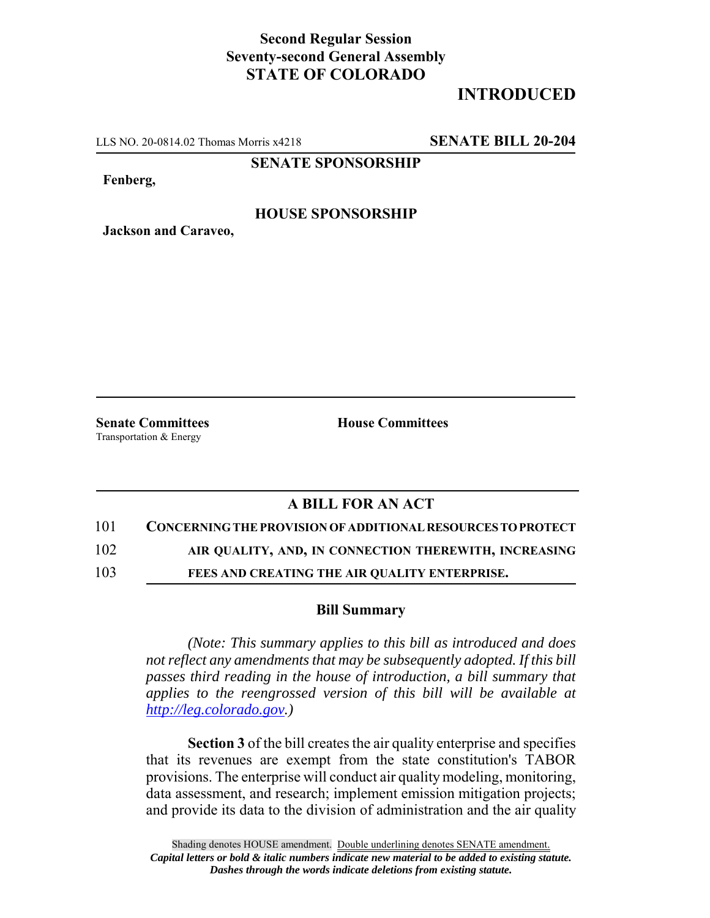**Second Regular Session**
**Seventy-second General Assembly**
**STATE OF COLORADO**

# INTRODUCED

LLS NO. 20-0814.02 Thomas Morris x4218 **SENATE BILL 20-204**

**SENATE SPONSORSHIP**

**Fenberg,**

**HOUSE SPONSORSHIP**

**Jackson and Caraveo,**

**Senate Committees**
Transportation & Energy

**House Committees**

## A BILL FOR AN ACT

101 **CONCERNING THE PROVISION OF ADDITIONAL RESOURCES TO PROTECT**
102 **AIR QUALITY, AND, IN CONNECTION THEREWITH, INCREASING**
103 **FEES AND CREATING THE AIR QUALITY ENTERPRISE.**

### Bill Summary

*(Note: This summary applies to this bill as introduced and does not reflect any amendments that may be subsequently adopted. If this bill passes third reading in the house of introduction, a bill summary that applies to the reengrossed version of this bill will be available at [http://leg.colorado.gov](http://leg.colorado.gov).)*

**Section 3** of the bill creates the air quality enterprise and specifies that its revenues are exempt from the state constitution's TABOR provisions. The enterprise will conduct air quality modeling, monitoring, data assessment, and research; implement emission mitigation projects; and provide its data to the division of administration and the air quality

Shading denotes HOUSE amendment. Double underlining denotes SENATE amendment.
*Capital letters or bold & italic numbers indicate new material to be added to existing statute.*
*Dashes through the words indicate deletions from existing statute.*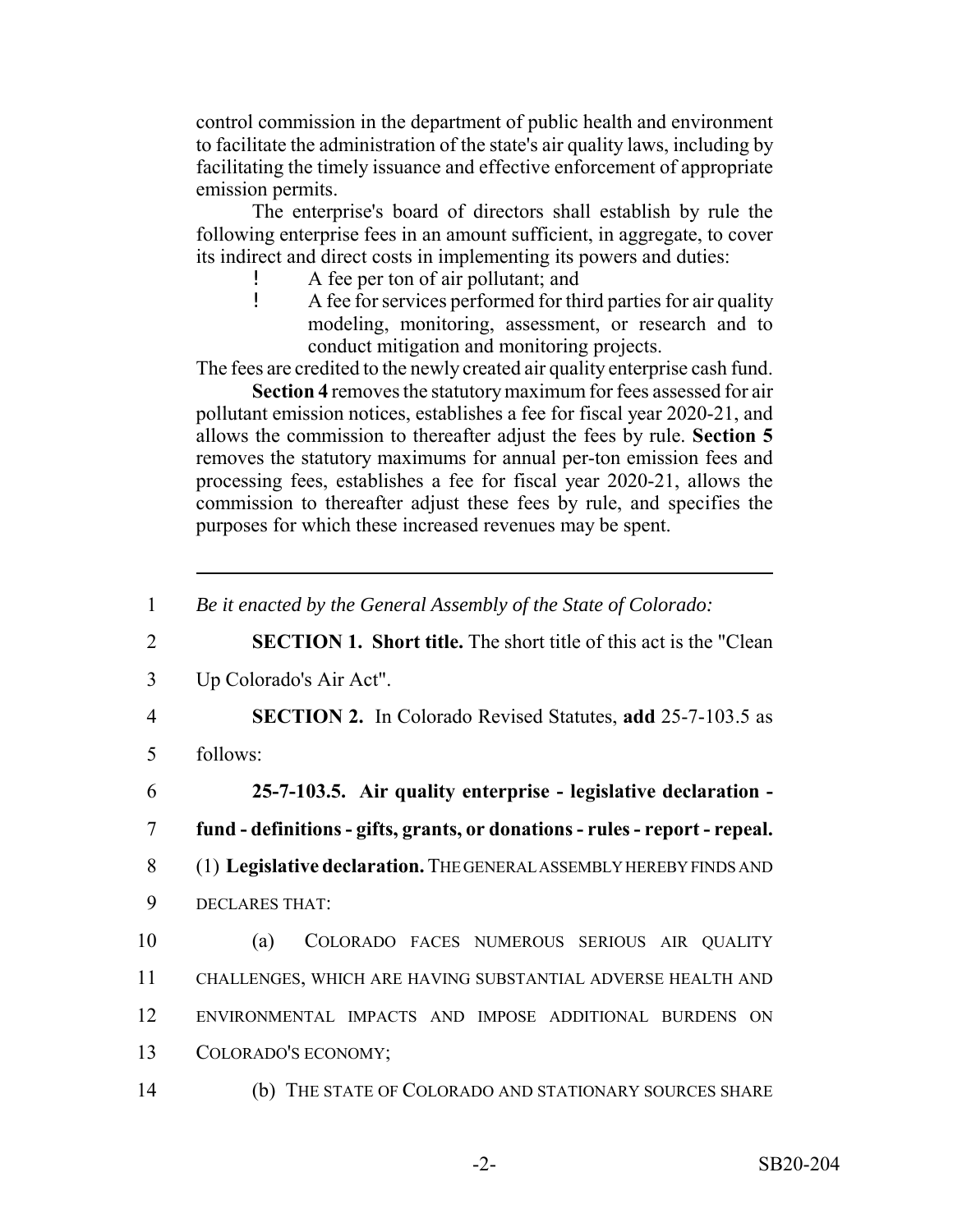control commission in the department of public health and environment to facilitate the administration of the state's air quality laws, including by facilitating the timely issuance and effective enforcement of appropriate emission permits.

The enterprise's board of directors shall establish by rule the following enterprise fees in an amount sufficient, in aggregate, to cover its indirect and direct costs in implementing its powers and duties:

- A fee per ton of air pollutant; and
- A fee for services performed for third parties for air quality modeling, monitoring, assessment, or research and to conduct mitigation and monitoring projects.

The fees are credited to the newly created air quality enterprise cash fund.

**Section 4** removes the statutory maximum for fees assessed for air pollutant emission notices, establishes a fee for fiscal year 2020-21, and allows the commission to thereafter adjust the fees by rule. **Section 5** removes the statutory maximums for annual per-ton emission fees and processing fees, establishes a fee for fiscal year 2020-21, allows the commission to thereafter adjust these fees by rule, and specifies the purposes for which these increased revenues may be spent.

---

1 *Be it enacted by the General Assembly of the State of Colorado:*

2 **SECTION 1. Short title.** The short title of this act is the "Clean

3 Up Colorado's Air Act".

4 **SECTION 2.** In Colorado Revised Statutes, **add** 25-7-103.5 as

5 follows:

6 **25-7-103.5. Air quality enterprise - legislative declaration -**

7 **fund - definitions - gifts, grants, or donations - rules - report - repeal.**

8 (1) **Legislative declaration.** THE GENERAL ASSEMBLY HEREBY FINDS AND

9 DECLARES THAT:

10 (a) COLORADO FACES NUMEROUS SERIOUS AIR QUALITY

11 CHALLENGES, WHICH ARE HAVING SUBSTANTIAL ADVERSE HEALTH AND

12 ENVIRONMENTAL IMPACTS AND IMPOSE ADDITIONAL BURDENS ON

13 COLORADO'S ECONOMY;

14 (b) THE STATE OF COLORADO AND STATIONARY SOURCES SHARE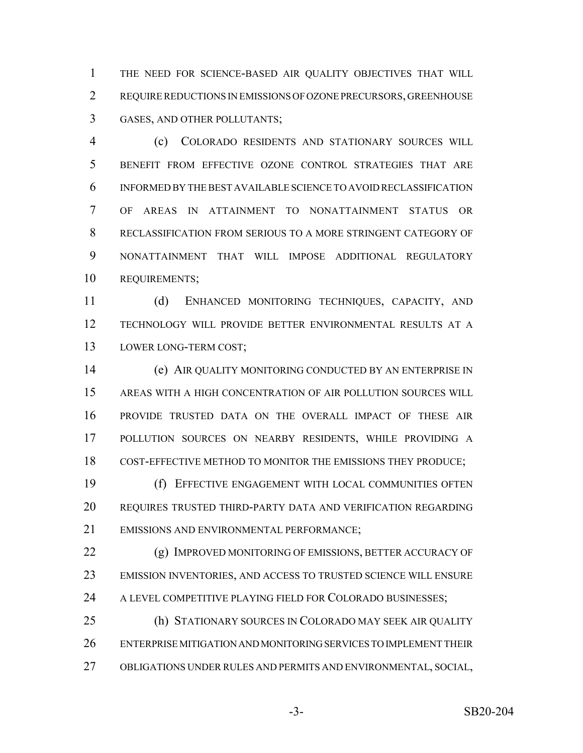THE NEED FOR SCIENCE-BASED AIR QUALITY OBJECTIVES THAT WILL REQUIRE REDUCTIONS IN EMISSIONS OF OZONE PRECURSORS, GREENHOUSE GASES, AND OTHER POLLUTANTS;

(c) COLORADO RESIDENTS AND STATIONARY SOURCES WILL BENEFIT FROM EFFECTIVE OZONE CONTROL STRATEGIES THAT ARE INFORMED BY THE BEST AVAILABLE SCIENCE TO AVOID RECLASSIFICATION OF AREAS IN ATTAINMENT TO NONATTAINMENT STATUS OR RECLASSIFICATION FROM SERIOUS TO A MORE STRINGENT CATEGORY OF NONATTAINMENT THAT WILL IMPOSE ADDITIONAL REGULATORY REQUIREMENTS;

(d) ENHANCED MONITORING TECHNIQUES, CAPACITY, AND TECHNOLOGY WILL PROVIDE BETTER ENVIRONMENTAL RESULTS AT A LOWER LONG-TERM COST;

(e) AIR QUALITY MONITORING CONDUCTED BY AN ENTERPRISE IN AREAS WITH A HIGH CONCENTRATION OF AIR POLLUTION SOURCES WILL PROVIDE TRUSTED DATA ON THE OVERALL IMPACT OF THESE AIR POLLUTION SOURCES ON NEARBY RESIDENTS, WHILE PROVIDING A COST-EFFECTIVE METHOD TO MONITOR THE EMISSIONS THEY PRODUCE;

(f) EFFECTIVE ENGAGEMENT WITH LOCAL COMMUNITIES OFTEN REQUIRES TRUSTED THIRD-PARTY DATA AND VERIFICATION REGARDING EMISSIONS AND ENVIRONMENTAL PERFORMANCE;

(g) IMPROVED MONITORING OF EMISSIONS, BETTER ACCURACY OF EMISSION INVENTORIES, AND ACCESS TO TRUSTED SCIENCE WILL ENSURE A LEVEL COMPETITIVE PLAYING FIELD FOR COLORADO BUSINESSES;

(h) STATIONARY SOURCES IN COLORADO MAY SEEK AIR QUALITY ENTERPRISE MITIGATION AND MONITORING SERVICES TO IMPLEMENT THEIR OBLIGATIONS UNDER RULES AND PERMITS AND ENVIRONMENTAL, SOCIAL,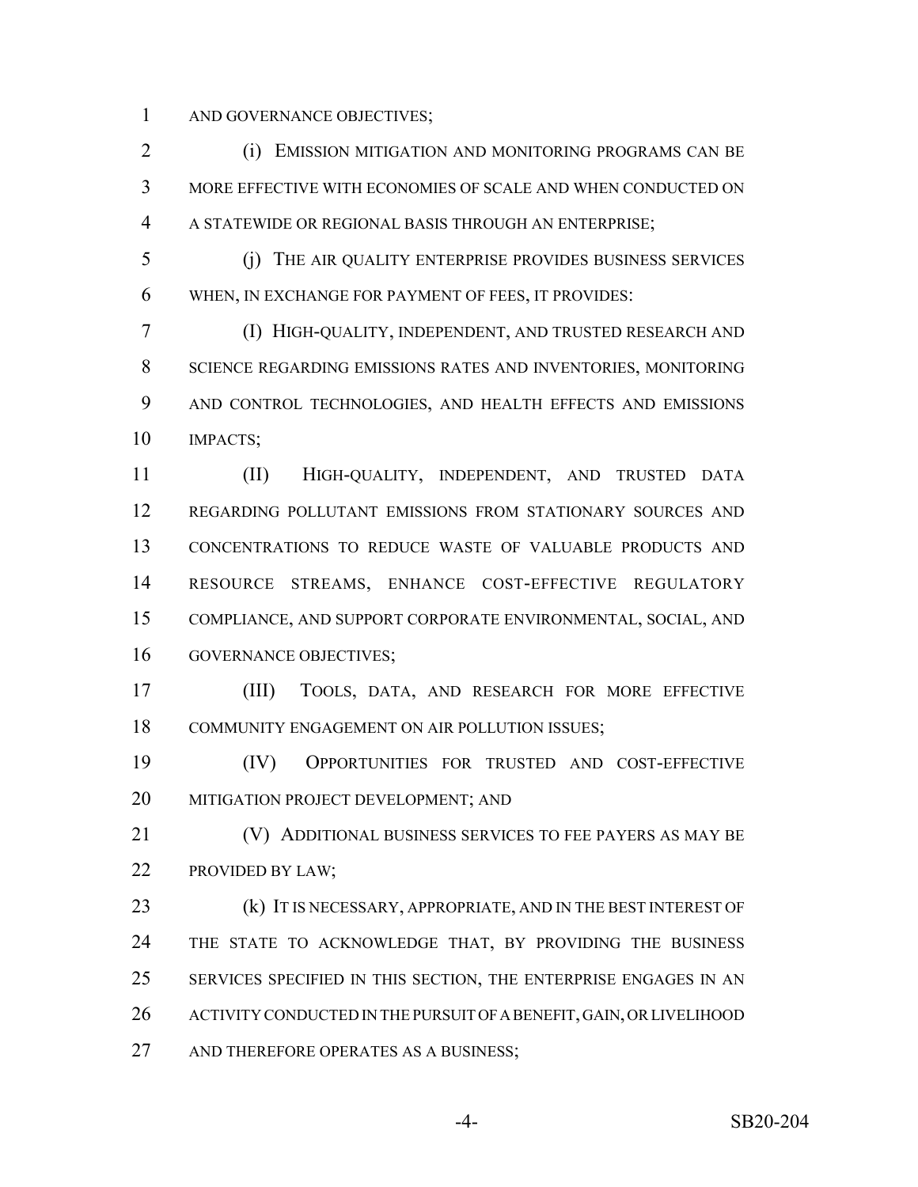AND GOVERNANCE OBJECTIVES;

(i) EMISSION MITIGATION AND MONITORING PROGRAMS CAN BE MORE EFFECTIVE WITH ECONOMIES OF SCALE AND WHEN CONDUCTED ON A STATEWIDE OR REGIONAL BASIS THROUGH AN ENTERPRISE;

(j) THE AIR QUALITY ENTERPRISE PROVIDES BUSINESS SERVICES WHEN, IN EXCHANGE FOR PAYMENT OF FEES, IT PROVIDES:

(I) HIGH-QUALITY, INDEPENDENT, AND TRUSTED RESEARCH AND SCIENCE REGARDING EMISSIONS RATES AND INVENTORIES, MONITORING AND CONTROL TECHNOLOGIES, AND HEALTH EFFECTS AND EMISSIONS IMPACTS;

(II) HIGH-QUALITY, INDEPENDENT, AND TRUSTED DATA REGARDING POLLUTANT EMISSIONS FROM STATIONARY SOURCES AND CONCENTRATIONS TO REDUCE WASTE OF VALUABLE PRODUCTS AND RESOURCE STREAMS, ENHANCE COST-EFFECTIVE REGULATORY COMPLIANCE, AND SUPPORT CORPORATE ENVIRONMENTAL, SOCIAL, AND GOVERNANCE OBJECTIVES;

(III) TOOLS, DATA, AND RESEARCH FOR MORE EFFECTIVE COMMUNITY ENGAGEMENT ON AIR POLLUTION ISSUES;

(IV) OPPORTUNITIES FOR TRUSTED AND COST-EFFECTIVE MITIGATION PROJECT DEVELOPMENT; AND

(V) ADDITIONAL BUSINESS SERVICES TO FEE PAYERS AS MAY BE PROVIDED BY LAW;

(k) IT IS NECESSARY, APPROPRIATE, AND IN THE BEST INTEREST OF THE STATE TO ACKNOWLEDGE THAT, BY PROVIDING THE BUSINESS SERVICES SPECIFIED IN THIS SECTION, THE ENTERPRISE ENGAGES IN AN ACTIVITY CONDUCTED IN THE PURSUIT OF A BENEFIT, GAIN, OR LIVELIHOOD AND THEREFORE OPERATES AS A BUSINESS;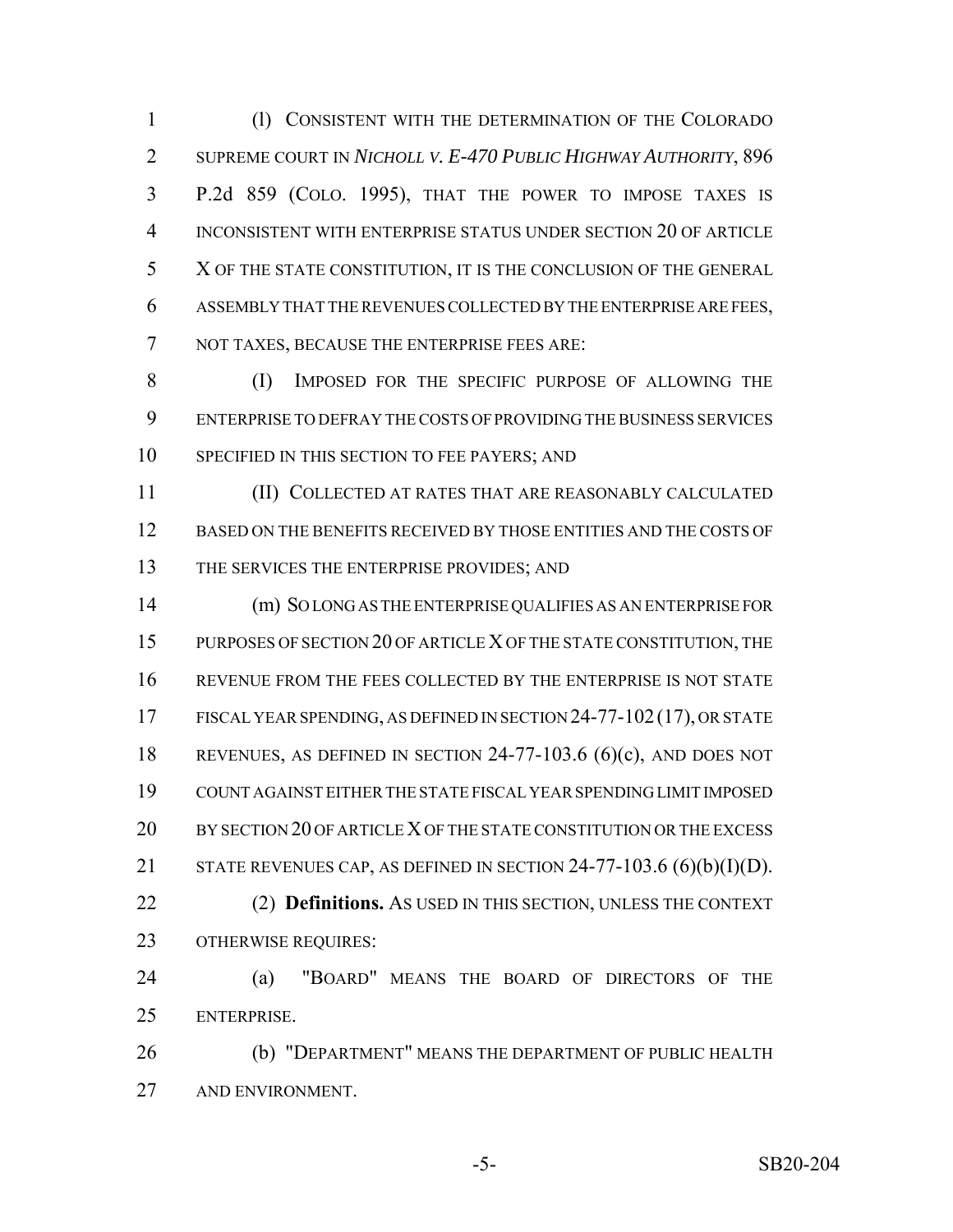(l) CONSISTENT WITH THE DETERMINATION OF THE COLORADO SUPREME COURT IN *NICHOLL V. E-470 PUBLIC HIGHWAY AUTHORITY*, 896 P.2d 859 (COLO. 1995), THAT THE POWER TO IMPOSE TAXES IS INCONSISTENT WITH ENTERPRISE STATUS UNDER SECTION 20 OF ARTICLE X OF THE STATE CONSTITUTION, IT IS THE CONCLUSION OF THE GENERAL ASSEMBLY THAT THE REVENUES COLLECTED BY THE ENTERPRISE ARE FEES, NOT TAXES, BECAUSE THE ENTERPRISE FEES ARE:

(I) IMPOSED FOR THE SPECIFIC PURPOSE OF ALLOWING THE ENTERPRISE TO DEFRAY THE COSTS OF PROVIDING THE BUSINESS SERVICES SPECIFIED IN THIS SECTION TO FEE PAYERS; AND

(II) COLLECTED AT RATES THAT ARE REASONABLY CALCULATED BASED ON THE BENEFITS RECEIVED BY THOSE ENTITIES AND THE COSTS OF THE SERVICES THE ENTERPRISE PROVIDES; AND

(m) SO LONG AS THE ENTERPRISE QUALIFIES AS AN ENTERPRISE FOR PURPOSES OF SECTION 20 OF ARTICLE X OF THE STATE CONSTITUTION, THE REVENUE FROM THE FEES COLLECTED BY THE ENTERPRISE IS NOT STATE FISCAL YEAR SPENDING, AS DEFINED IN SECTION 24-77-102 (17), OR STATE REVENUES, AS DEFINED IN SECTION 24-77-103.6 (6)(c), AND DOES NOT COUNT AGAINST EITHER THE STATE FISCAL YEAR SPENDING LIMIT IMPOSED BY SECTION 20 OF ARTICLE X OF THE STATE CONSTITUTION OR THE EXCESS STATE REVENUES CAP, AS DEFINED IN SECTION 24-77-103.6 (6)(b)(I)(D).

(2) **Definitions.** AS USED IN THIS SECTION, UNLESS THE CONTEXT OTHERWISE REQUIRES:

(a) "BOARD" MEANS THE BOARD OF DIRECTORS OF THE ENTERPRISE.

(b) "DEPARTMENT" MEANS THE DEPARTMENT OF PUBLIC HEALTH AND ENVIRONMENT.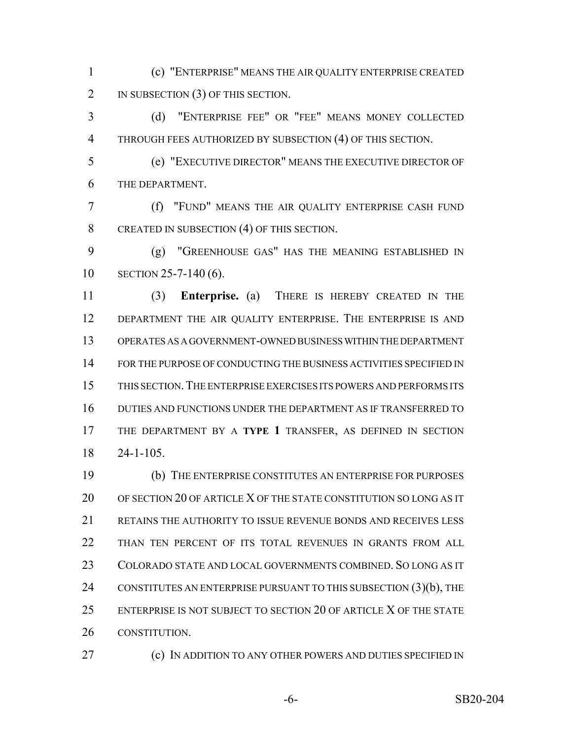(c) "ENTERPRISE" MEANS THE AIR QUALITY ENTERPRISE CREATED IN SUBSECTION (3) OF THIS SECTION.

(d) "ENTERPRISE FEE" OR "FEE" MEANS MONEY COLLECTED THROUGH FEES AUTHORIZED BY SUBSECTION (4) OF THIS SECTION.

(e) "EXECUTIVE DIRECTOR" MEANS THE EXECUTIVE DIRECTOR OF THE DEPARTMENT.

(f) "FUND" MEANS THE AIR QUALITY ENTERPRISE CASH FUND CREATED IN SUBSECTION (4) OF THIS SECTION.

(g) "GREENHOUSE GAS" HAS THE MEANING ESTABLISHED IN SECTION 25-7-140 (6).

(3) **Enterprise.** (a) THERE IS HEREBY CREATED IN THE DEPARTMENT THE AIR QUALITY ENTERPRISE. THE ENTERPRISE IS AND OPERATES AS A GOVERNMENT-OWNED BUSINESS WITHIN THE DEPARTMENT FOR THE PURPOSE OF CONDUCTING THE BUSINESS ACTIVITIES SPECIFIED IN THIS SECTION. THE ENTERPRISE EXERCISES ITS POWERS AND PERFORMS ITS DUTIES AND FUNCTIONS UNDER THE DEPARTMENT AS IF TRANSFERRED TO THE DEPARTMENT BY A **TYPE 1** TRANSFER, AS DEFINED IN SECTION 24-1-105.

(b) THE ENTERPRISE CONSTITUTES AN ENTERPRISE FOR PURPOSES OF SECTION 20 OF ARTICLE X OF THE STATE CONSTITUTION SO LONG AS IT RETAINS THE AUTHORITY TO ISSUE REVENUE BONDS AND RECEIVES LESS THAN TEN PERCENT OF ITS TOTAL REVENUES IN GRANTS FROM ALL COLORADO STATE AND LOCAL GOVERNMENTS COMBINED. SO LONG AS IT CONSTITUTES AN ENTERPRISE PURSUANT TO THIS SUBSECTION (3)(b), THE ENTERPRISE IS NOT SUBJECT TO SECTION 20 OF ARTICLE X OF THE STATE CONSTITUTION.

(c) IN ADDITION TO ANY OTHER POWERS AND DUTIES SPECIFIED IN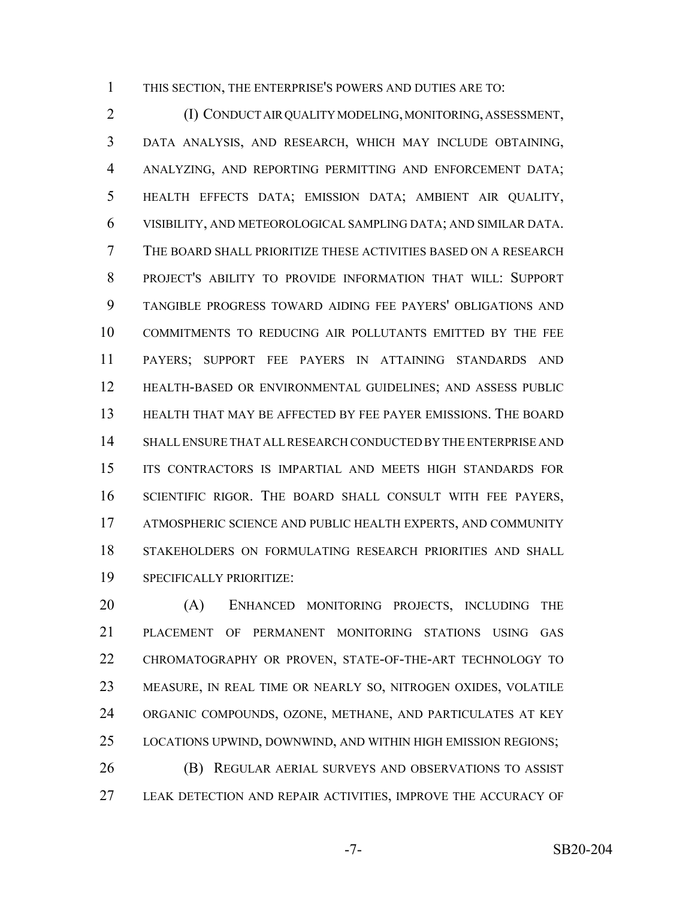THIS SECTION, THE ENTERPRISE'S POWERS AND DUTIES ARE TO:

(I) CONDUCT AIR QUALITY MODELING, MONITORING, ASSESSMENT, DATA ANALYSIS, AND RESEARCH, WHICH MAY INCLUDE OBTAINING, ANALYZING, AND REPORTING PERMITTING AND ENFORCEMENT DATA; HEALTH EFFECTS DATA; EMISSION DATA; AMBIENT AIR QUALITY, VISIBILITY, AND METEOROLOGICAL SAMPLING DATA; AND SIMILAR DATA. THE BOARD SHALL PRIORITIZE THESE ACTIVITIES BASED ON A RESEARCH PROJECT'S ABILITY TO PROVIDE INFORMATION THAT WILL: SUPPORT TANGIBLE PROGRESS TOWARD AIDING FEE PAYERS' OBLIGATIONS AND COMMITMENTS TO REDUCING AIR POLLUTANTS EMITTED BY THE FEE PAYERS; SUPPORT FEE PAYERS IN ATTAINING STANDARDS AND HEALTH-BASED OR ENVIRONMENTAL GUIDELINES; AND ASSESS PUBLIC HEALTH THAT MAY BE AFFECTED BY FEE PAYER EMISSIONS. THE BOARD SHALL ENSURE THAT ALL RESEARCH CONDUCTED BY THE ENTERPRISE AND ITS CONTRACTORS IS IMPARTIAL AND MEETS HIGH STANDARDS FOR SCIENTIFIC RIGOR. THE BOARD SHALL CONSULT WITH FEE PAYERS, ATMOSPHERIC SCIENCE AND PUBLIC HEALTH EXPERTS, AND COMMUNITY STAKEHOLDERS ON FORMULATING RESEARCH PRIORITIES AND SHALL SPECIFICALLY PRIORITIZE:

(A) ENHANCED MONITORING PROJECTS, INCLUDING THE PLACEMENT OF PERMANENT MONITORING STATIONS USING GAS CHROMATOGRAPHY OR PROVEN, STATE-OF-THE-ART TECHNOLOGY TO MEASURE, IN REAL TIME OR NEARLY SO, NITROGEN OXIDES, VOLATILE ORGANIC COMPOUNDS, OZONE, METHANE, AND PARTICULATES AT KEY LOCATIONS UPWIND, DOWNWIND, AND WITHIN HIGH EMISSION REGIONS;

(B) REGULAR AERIAL SURVEYS AND OBSERVATIONS TO ASSIST LEAK DETECTION AND REPAIR ACTIVITIES, IMPROVE THE ACCURACY OF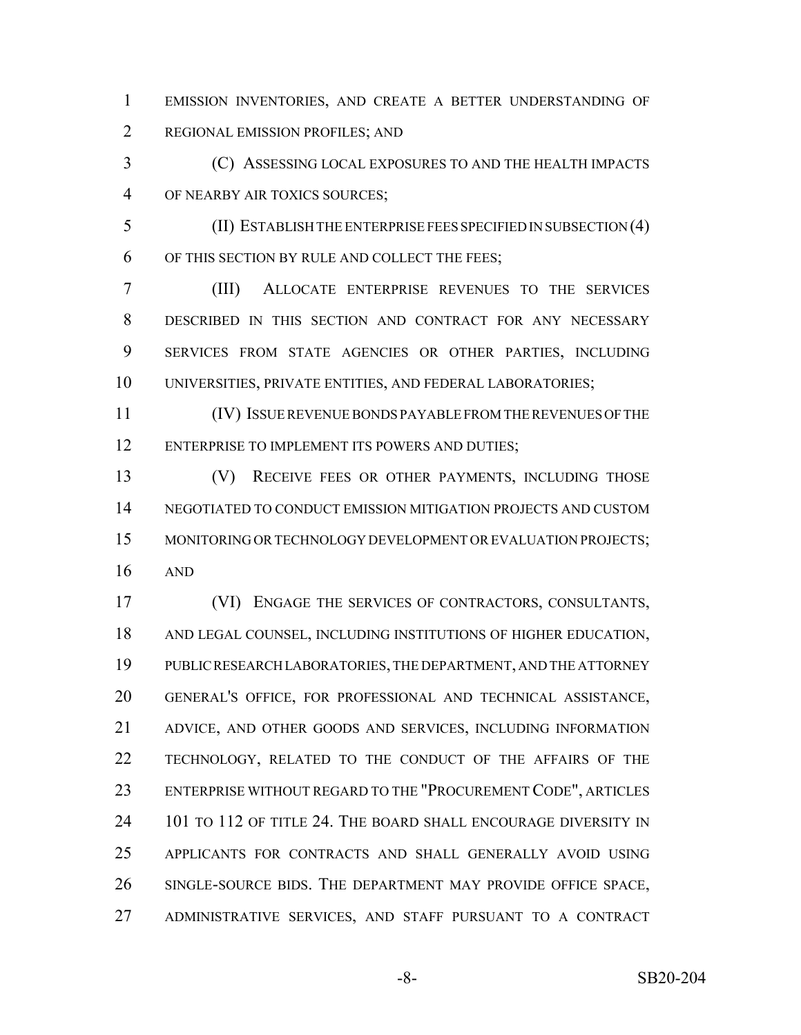EMISSION INVENTORIES, AND CREATE A BETTER UNDERSTANDING OF REGIONAL EMISSION PROFILES; AND

(C) ASSESSING LOCAL EXPOSURES TO AND THE HEALTH IMPACTS OF NEARBY AIR TOXICS SOURCES;

(II) ESTABLISH THE ENTERPRISE FEES SPECIFIED IN SUBSECTION (4) OF THIS SECTION BY RULE AND COLLECT THE FEES;

(III) ALLOCATE ENTERPRISE REVENUES TO THE SERVICES DESCRIBED IN THIS SECTION AND CONTRACT FOR ANY NECESSARY SERVICES FROM STATE AGENCIES OR OTHER PARTIES, INCLUDING UNIVERSITIES, PRIVATE ENTITIES, AND FEDERAL LABORATORIES;

(IV) ISSUE REVENUE BONDS PAYABLE FROM THE REVENUES OF THE ENTERPRISE TO IMPLEMENT ITS POWERS AND DUTIES;

(V) RECEIVE FEES OR OTHER PAYMENTS, INCLUDING THOSE NEGOTIATED TO CONDUCT EMISSION MITIGATION PROJECTS AND CUSTOM MONITORING OR TECHNOLOGY DEVELOPMENT OR EVALUATION PROJECTS; AND

(VI) ENGAGE THE SERVICES OF CONTRACTORS, CONSULTANTS, AND LEGAL COUNSEL, INCLUDING INSTITUTIONS OF HIGHER EDUCATION, PUBLIC RESEARCH LABORATORIES, THE DEPARTMENT, AND THE ATTORNEY GENERAL'S OFFICE, FOR PROFESSIONAL AND TECHNICAL ASSISTANCE, ADVICE, AND OTHER GOODS AND SERVICES, INCLUDING INFORMATION TECHNOLOGY, RELATED TO THE CONDUCT OF THE AFFAIRS OF THE ENTERPRISE WITHOUT REGARD TO THE "PROCUREMENT CODE", ARTICLES 101 TO 112 OF TITLE 24. THE BOARD SHALL ENCOURAGE DIVERSITY IN APPLICANTS FOR CONTRACTS AND SHALL GENERALLY AVOID USING SINGLE-SOURCE BIDS. THE DEPARTMENT MAY PROVIDE OFFICE SPACE, ADMINISTRATIVE SERVICES, AND STAFF PURSUANT TO A CONTRACT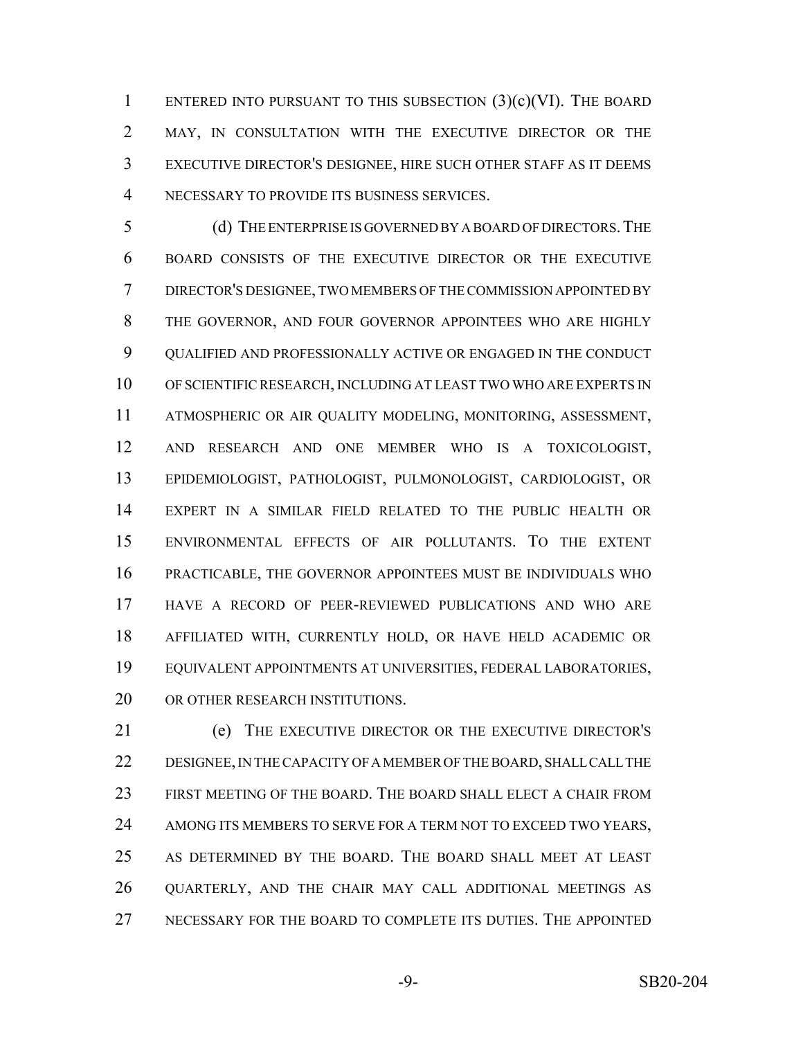ENTERED INTO PURSUANT TO THIS SUBSECTION (3)(c)(VI). THE BOARD MAY, IN CONSULTATION WITH THE EXECUTIVE DIRECTOR OR THE EXECUTIVE DIRECTOR'S DESIGNEE, HIRE SUCH OTHER STAFF AS IT DEEMS NECESSARY TO PROVIDE ITS BUSINESS SERVICES.

(d) THE ENTERPRISE IS GOVERNED BY A BOARD OF DIRECTORS. THE BOARD CONSISTS OF THE EXECUTIVE DIRECTOR OR THE EXECUTIVE DIRECTOR'S DESIGNEE, TWO MEMBERS OF THE COMMISSION APPOINTED BY THE GOVERNOR, AND FOUR GOVERNOR APPOINTEES WHO ARE HIGHLY QUALIFIED AND PROFESSIONALLY ACTIVE OR ENGAGED IN THE CONDUCT OF SCIENTIFIC RESEARCH, INCLUDING AT LEAST TWO WHO ARE EXPERTS IN ATMOSPHERIC OR AIR QUALITY MODELING, MONITORING, ASSESSMENT, AND RESEARCH AND ONE MEMBER WHO IS A TOXICOLOGIST, EPIDEMIOLOGIST, PATHOLOGIST, PULMONOLOGIST, CARDIOLOGIST, OR EXPERT IN A SIMILAR FIELD RELATED TO THE PUBLIC HEALTH OR ENVIRONMENTAL EFFECTS OF AIR POLLUTANTS. TO THE EXTENT PRACTICABLE, THE GOVERNOR APPOINTEES MUST BE INDIVIDUALS WHO HAVE A RECORD OF PEER-REVIEWED PUBLICATIONS AND WHO ARE AFFILIATED WITH, CURRENTLY HOLD, OR HAVE HELD ACADEMIC OR EQUIVALENT APPOINTMENTS AT UNIVERSITIES, FEDERAL LABORATORIES, OR OTHER RESEARCH INSTITUTIONS.

(e) THE EXECUTIVE DIRECTOR OR THE EXECUTIVE DIRECTOR'S DESIGNEE, IN THE CAPACITY OF A MEMBER OF THE BOARD, SHALL CALL THE FIRST MEETING OF THE BOARD. THE BOARD SHALL ELECT A CHAIR FROM AMONG ITS MEMBERS TO SERVE FOR A TERM NOT TO EXCEED TWO YEARS, AS DETERMINED BY THE BOARD. THE BOARD SHALL MEET AT LEAST QUARTERLY, AND THE CHAIR MAY CALL ADDITIONAL MEETINGS AS NECESSARY FOR THE BOARD TO COMPLETE ITS DUTIES. THE APPOINTED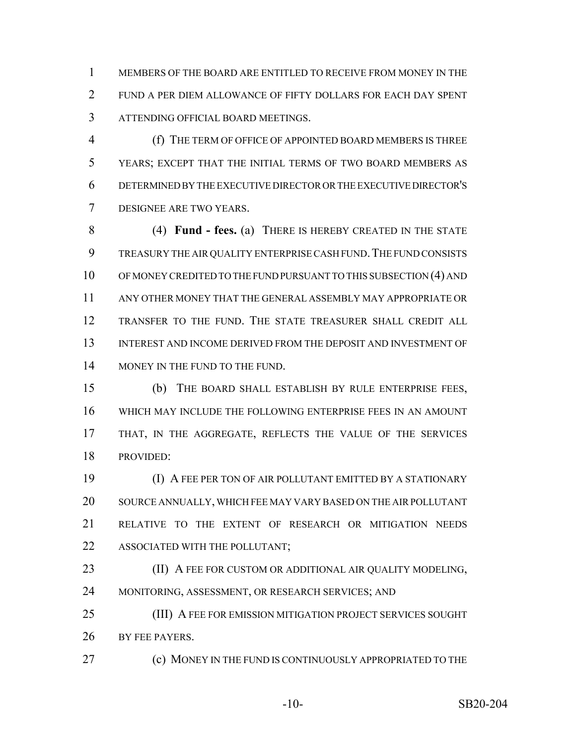MEMBERS OF THE BOARD ARE ENTITLED TO RECEIVE FROM MONEY IN THE FUND A PER DIEM ALLOWANCE OF FIFTY DOLLARS FOR EACH DAY SPENT ATTENDING OFFICIAL BOARD MEETINGS.

(f) THE TERM OF OFFICE OF APPOINTED BOARD MEMBERS IS THREE YEARS; EXCEPT THAT THE INITIAL TERMS OF TWO BOARD MEMBERS AS DETERMINED BY THE EXECUTIVE DIRECTOR OR THE EXECUTIVE DIRECTOR'S DESIGNEE ARE TWO YEARS.

(4) **Fund - fees.** (a) THERE IS HEREBY CREATED IN THE STATE TREASURY THE AIR QUALITY ENTERPRISE CASH FUND. THE FUND CONSISTS OF MONEY CREDITED TO THE FUND PURSUANT TO THIS SUBSECTION (4) AND ANY OTHER MONEY THAT THE GENERAL ASSEMBLY MAY APPROPRIATE OR TRANSFER TO THE FUND. THE STATE TREASURER SHALL CREDIT ALL INTEREST AND INCOME DERIVED FROM THE DEPOSIT AND INVESTMENT OF MONEY IN THE FUND TO THE FUND.

(b) THE BOARD SHALL ESTABLISH BY RULE ENTERPRISE FEES, WHICH MAY INCLUDE THE FOLLOWING ENTERPRISE FEES IN AN AMOUNT THAT, IN THE AGGREGATE, REFLECTS THE VALUE OF THE SERVICES PROVIDED:

(I) A FEE PER TON OF AIR POLLUTANT EMITTED BY A STATIONARY SOURCE ANNUALLY, WHICH FEE MAY VARY BASED ON THE AIR POLLUTANT RELATIVE TO THE EXTENT OF RESEARCH OR MITIGATION NEEDS ASSOCIATED WITH THE POLLUTANT;

(II) A FEE FOR CUSTOM OR ADDITIONAL AIR QUALITY MODELING, MONITORING, ASSESSMENT, OR RESEARCH SERVICES; AND

(III) A FEE FOR EMISSION MITIGATION PROJECT SERVICES SOUGHT BY FEE PAYERS.

(c) MONEY IN THE FUND IS CONTINUOUSLY APPROPRIATED TO THE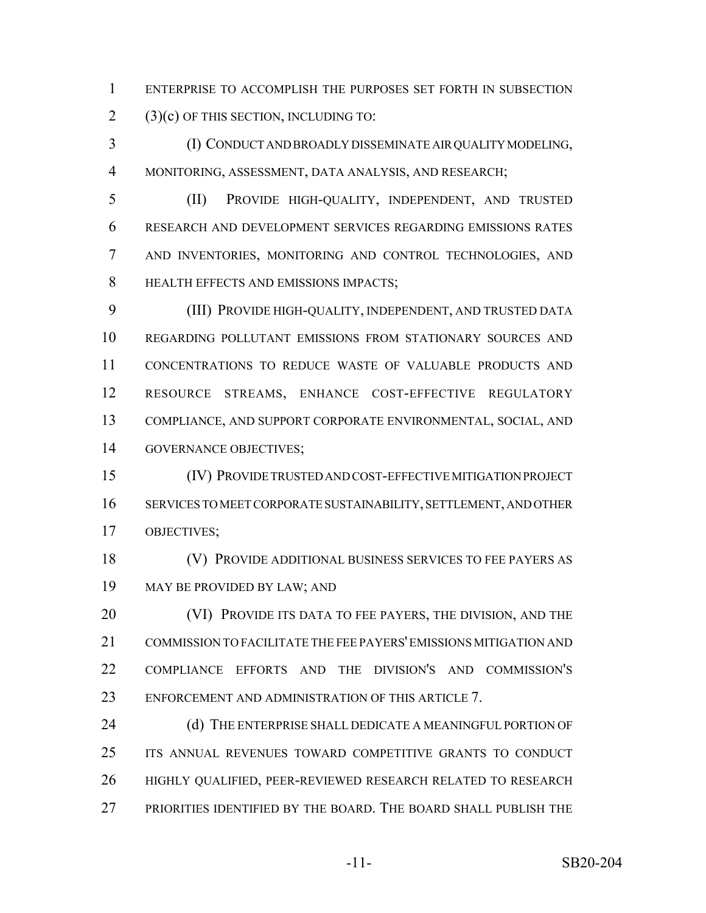ENTERPRISE TO ACCOMPLISH THE PURPOSES SET FORTH IN SUBSECTION (3)(c) OF THIS SECTION, INCLUDING TO:

(I) CONDUCT AND BROADLY DISSEMINATE AIR QUALITY MODELING, MONITORING, ASSESSMENT, DATA ANALYSIS, AND RESEARCH;

(II) PROVIDE HIGH-QUALITY, INDEPENDENT, AND TRUSTED RESEARCH AND DEVELOPMENT SERVICES REGARDING EMISSIONS RATES AND INVENTORIES, MONITORING AND CONTROL TECHNOLOGIES, AND HEALTH EFFECTS AND EMISSIONS IMPACTS;

(III) PROVIDE HIGH-QUALITY, INDEPENDENT, AND TRUSTED DATA REGARDING POLLUTANT EMISSIONS FROM STATIONARY SOURCES AND CONCENTRATIONS TO REDUCE WASTE OF VALUABLE PRODUCTS AND RESOURCE STREAMS, ENHANCE COST-EFFECTIVE REGULATORY COMPLIANCE, AND SUPPORT CORPORATE ENVIRONMENTAL, SOCIAL, AND GOVERNANCE OBJECTIVES;

(IV) PROVIDE TRUSTED AND COST-EFFECTIVE MITIGATION PROJECT SERVICES TO MEET CORPORATE SUSTAINABILITY, SETTLEMENT, AND OTHER OBJECTIVES;

(V) PROVIDE ADDITIONAL BUSINESS SERVICES TO FEE PAYERS AS MAY BE PROVIDED BY LAW; AND

(VI) PROVIDE ITS DATA TO FEE PAYERS, THE DIVISION, AND THE COMMISSION TO FACILITATE THE FEE PAYERS' EMISSIONS MITIGATION AND COMPLIANCE EFFORTS AND THE DIVISION'S AND COMMISSION'S ENFORCEMENT AND ADMINISTRATION OF THIS ARTICLE 7.

(d) THE ENTERPRISE SHALL DEDICATE A MEANINGFUL PORTION OF ITS ANNUAL REVENUES TOWARD COMPETITIVE GRANTS TO CONDUCT HIGHLY QUALIFIED, PEER-REVIEWED RESEARCH RELATED TO RESEARCH PRIORITIES IDENTIFIED BY THE BOARD. THE BOARD SHALL PUBLISH THE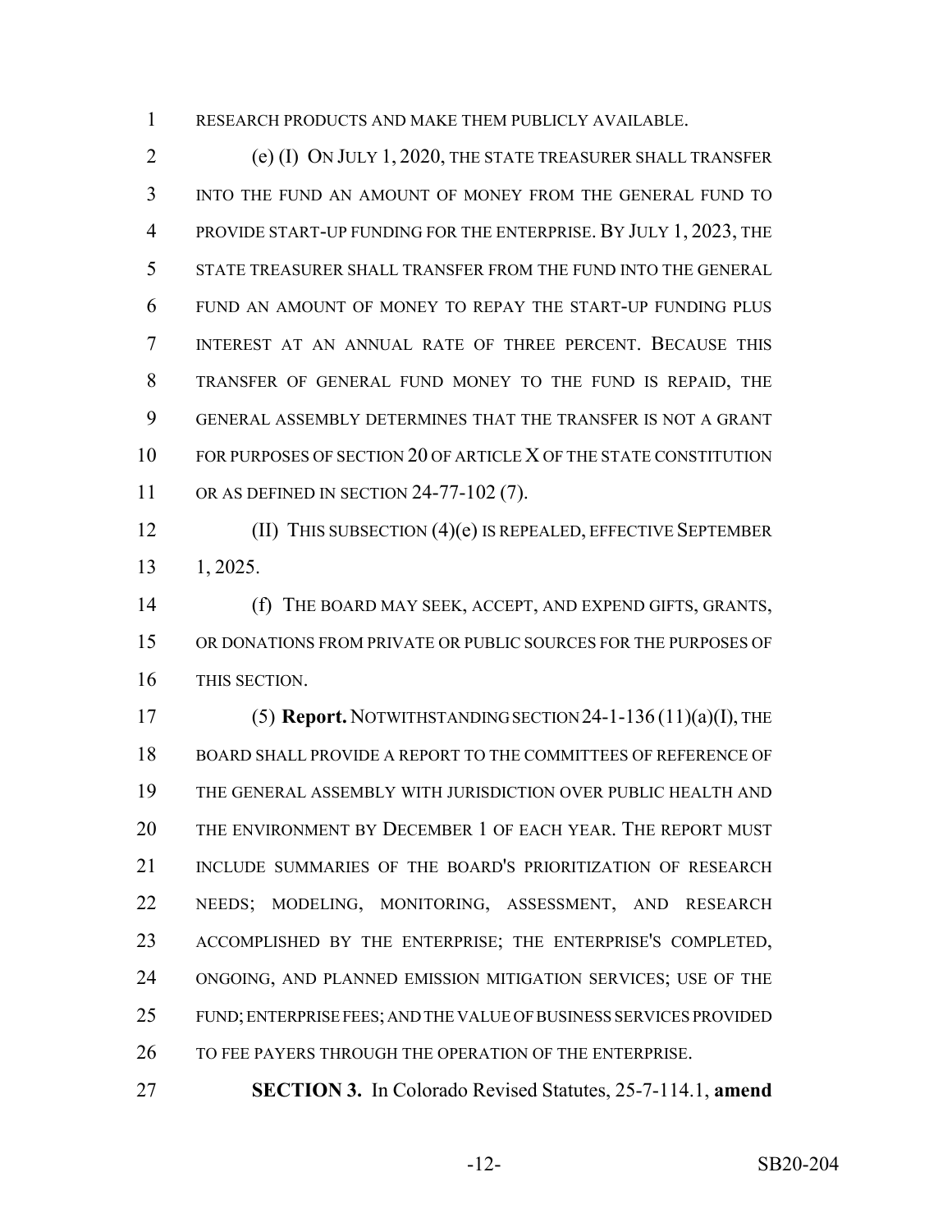RESEARCH PRODUCTS AND MAKE THEM PUBLICLY AVAILABLE.

(e) (I) ON JULY 1, 2020, THE STATE TREASURER SHALL TRANSFER INTO THE FUND AN AMOUNT OF MONEY FROM THE GENERAL FUND TO PROVIDE START-UP FUNDING FOR THE ENTERPRISE. BY JULY 1, 2023, THE STATE TREASURER SHALL TRANSFER FROM THE FUND INTO THE GENERAL FUND AN AMOUNT OF MONEY TO REPAY THE START-UP FUNDING PLUS INTEREST AT AN ANNUAL RATE OF THREE PERCENT. BECAUSE THIS TRANSFER OF GENERAL FUND MONEY TO THE FUND IS REPAID, THE GENERAL ASSEMBLY DETERMINES THAT THE TRANSFER IS NOT A GRANT FOR PURPOSES OF SECTION 20 OF ARTICLE X OF THE STATE CONSTITUTION OR AS DEFINED IN SECTION 24-77-102 (7).

(II) THIS SUBSECTION (4)(e) IS REPEALED, EFFECTIVE SEPTEMBER 1, 2025.

(f) THE BOARD MAY SEEK, ACCEPT, AND EXPEND GIFTS, GRANTS, OR DONATIONS FROM PRIVATE OR PUBLIC SOURCES FOR THE PURPOSES OF THIS SECTION.

(5) **Report.** NOTWITHSTANDING SECTION 24-1-136 (11)(a)(I), THE BOARD SHALL PROVIDE A REPORT TO THE COMMITTEES OF REFERENCE OF THE GENERAL ASSEMBLY WITH JURISDICTION OVER PUBLIC HEALTH AND THE ENVIRONMENT BY DECEMBER 1 OF EACH YEAR. THE REPORT MUST INCLUDE SUMMARIES OF THE BOARD'S PRIORITIZATION OF RESEARCH NEEDS; MODELING, MONITORING, ASSESSMENT, AND RESEARCH ACCOMPLISHED BY THE ENTERPRISE; THE ENTERPRISE'S COMPLETED, ONGOING, AND PLANNED EMISSION MITIGATION SERVICES; USE OF THE FUND; ENTERPRISE FEES; AND THE VALUE OF BUSINESS SERVICES PROVIDED TO FEE PAYERS THROUGH THE OPERATION OF THE ENTERPRISE.

**SECTION 3.** In Colorado Revised Statutes, 25-7-114.1, **amend**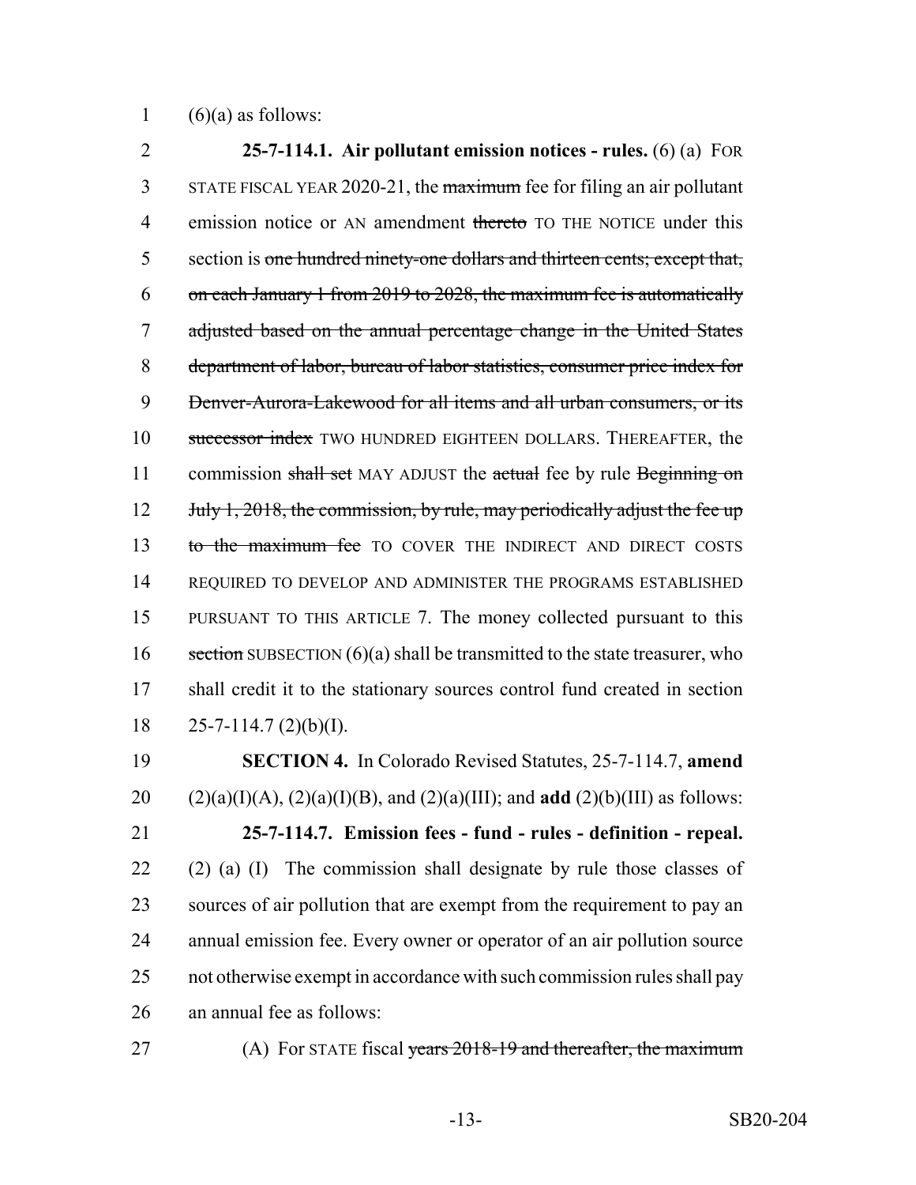(6)(a) as follows:

**25-7-114.1. Air pollutant emission notices - rules.** (6) (a) FOR STATE FISCAL YEAR 2020-21, the ~~maximum~~ fee for filing an air pollutant emission notice or AN amendment ~~thereto~~ TO THE NOTICE under this section is ~~one hundred ninety-one dollars and thirteen cents; except that, on each January 1 from 2019 to 2028, the maximum fee is automatically adjusted based on the annual percentage change in the United States department of labor, bureau of labor statistics, consumer price index for Denver-Aurora-Lakewood for all items and all urban consumers, or its successor index~~ TWO HUNDRED EIGHTEEN DOLLARS. THEREAFTER, the commission ~~shall set~~ MAY ADJUST the ~~actual~~ fee by rule ~~Beginning on July 1, 2018, the commission, by rule, may periodically adjust the fee up to the maximum fee~~ TO COVER THE INDIRECT AND DIRECT COSTS REQUIRED TO DEVELOP AND ADMINISTER THE PROGRAMS ESTABLISHED PURSUANT TO THIS ARTICLE 7. The money collected pursuant to this ~~section~~ SUBSECTION (6)(a) shall be transmitted to the state treasurer, who shall credit it to the stationary sources control fund created in section 25-7-114.7 (2)(b)(I).

**SECTION 4.** In Colorado Revised Statutes, 25-7-114.7, **amend** (2)(a)(I)(A), (2)(a)(I)(B), and (2)(a)(III); and **add** (2)(b)(III) as follows:

**25-7-114.7. Emission fees - fund - rules - definition - repeal.** (2) (a) (I) The commission shall designate by rule those classes of sources of air pollution that are exempt from the requirement to pay an annual emission fee. Every owner or operator of an air pollution source not otherwise exempt in accordance with such commission rules shall pay an annual fee as follows:

(A) For STATE fiscal ~~years 2018-19 and thereafter, the maximum~~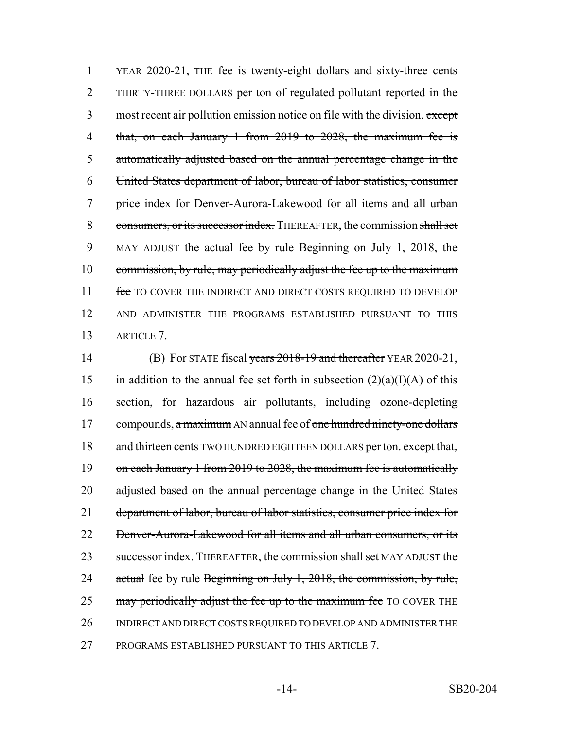YEAR 2020-21, THE fee is ~~twenty-eight dollars and sixty-three cents~~ THIRTY-THREE DOLLARS per ton of regulated pollutant reported in the most recent air pollution emission notice on file with the division. ~~except that, on each January 1 from 2019 to 2028, the maximum fee is automatically adjusted based on the annual percentage change in the United States department of labor, bureau of labor statistics, consumer price index for Denver-Aurora-Lakewood for all items and all urban consumers, or its successor index.~~ THEREAFTER, the commission ~~shall set~~ MAY ADJUST the ~~actual~~ fee by rule ~~Beginning on July 1, 2018, the commission, by rule, may periodically adjust the fee up to the maximum fee~~ TO COVER THE INDIRECT AND DIRECT COSTS REQUIRED TO DEVELOP AND ADMINISTER THE PROGRAMS ESTABLISHED PURSUANT TO THIS ARTICLE 7.

(B) For STATE fiscal ~~years 2018-19 and thereafter~~ YEAR 2020-21, in addition to the annual fee set forth in subsection (2)(a)(I)(A) of this section, for hazardous air pollutants, including ozone-depleting compounds, ~~a maximum~~ AN annual fee of ~~one hundred ninety-one dollars and thirteen cents~~ TWO HUNDRED EIGHTEEN DOLLARS per ton. ~~except that, on each January 1 from 2019 to 2028, the maximum fee is automatically adjusted based on the annual percentage change in the United States department of labor, bureau of labor statistics, consumer price index for Denver-Aurora-Lakewood for all items and all urban consumers, or its successor index.~~ THEREAFTER, the commission ~~shall set~~ MAY ADJUST the ~~actual~~ fee by rule ~~Beginning on July 1, 2018, the commission, by rule, may periodically adjust the fee up to the maximum fee~~ TO COVER THE INDIRECT AND DIRECT COSTS REQUIRED TO DEVELOP AND ADMINISTER THE PROGRAMS ESTABLISHED PURSUANT TO THIS ARTICLE 7.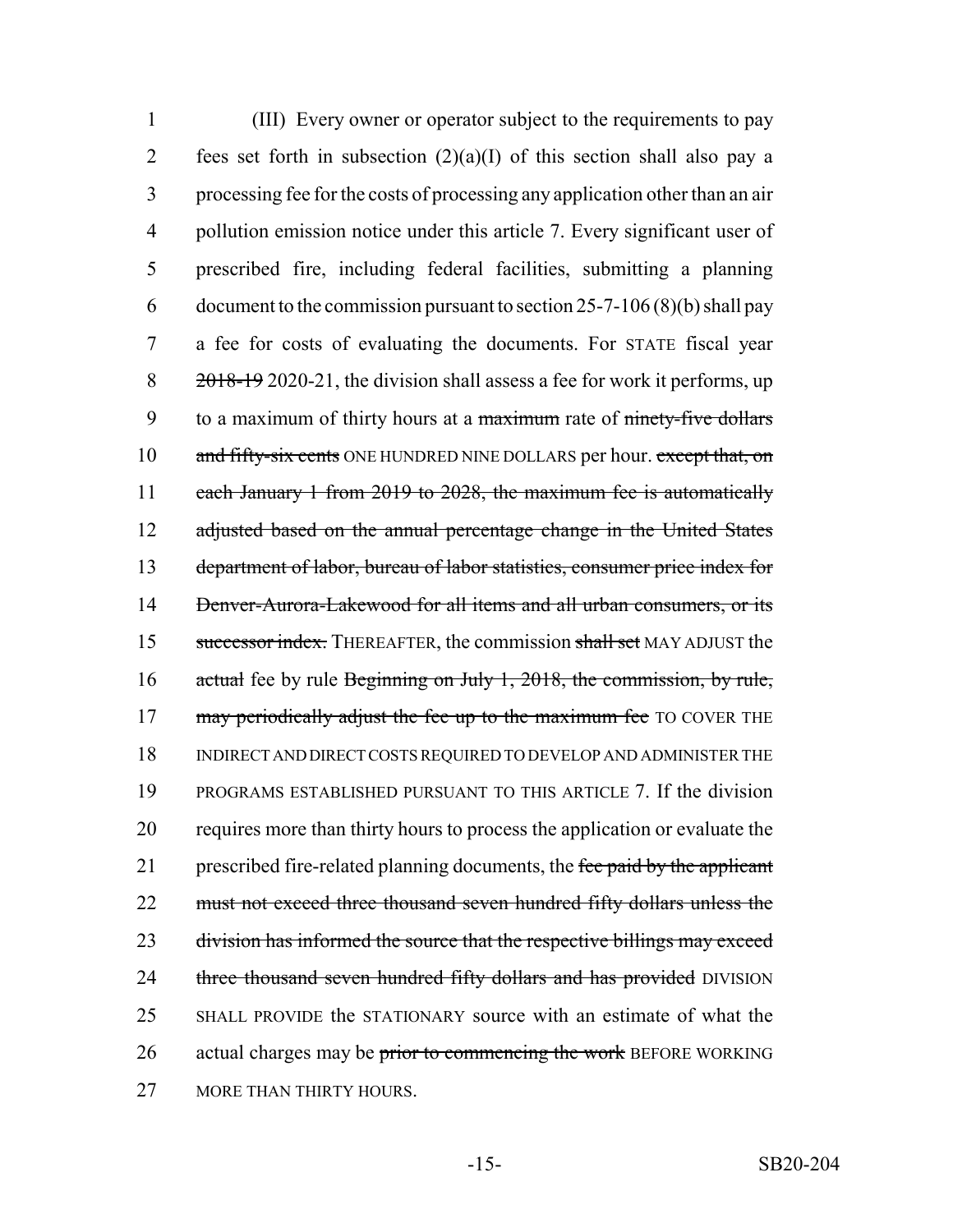(III) Every owner or operator subject to the requirements to pay fees set forth in subsection (2)(a)(I) of this section shall also pay a processing fee for the costs of processing any application other than an air pollution emission notice under this article 7. Every significant user of prescribed fire, including federal facilities, submitting a planning document to the commission pursuant to section 25-7-106 (8)(b) shall pay a fee for costs of evaluating the documents. For STATE fiscal year ~~2018-19~~ 2020-21, the division shall assess a fee for work it performs, up to a maximum of thirty hours at a ~~maximum~~ rate of ~~ninety-five dollars and fifty-six cents~~ ONE HUNDRED NINE DOLLARS per hour. ~~except that, on each January 1 from 2019 to 2028, the maximum fee is automatically adjusted based on the annual percentage change in the United States department of labor, bureau of labor statistics, consumer price index for Denver-Aurora-Lakewood for all items and all urban consumers, or its successor index.~~ THEREAFTER, the commission ~~shall set~~ MAY ADJUST the ~~actual~~ fee by rule ~~Beginning on July 1, 2018, the commission, by rule, may periodically adjust the fee up to the maximum fee~~ TO COVER THE INDIRECT AND DIRECT COSTS REQUIRED TO DEVELOP AND ADMINISTER THE PROGRAMS ESTABLISHED PURSUANT TO THIS ARTICLE 7. If the division requires more than thirty hours to process the application or evaluate the prescribed fire-related planning documents, the ~~fee paid by the applicant must not exceed three thousand seven hundred fifty dollars unless the division has informed the source that the respective billings may exceed three thousand seven hundred fifty dollars and has provided~~ DIVISION SHALL PROVIDE the STATIONARY source with an estimate of what the actual charges may be ~~prior to commencing the work~~ BEFORE WORKING MORE THAN THIRTY HOURS.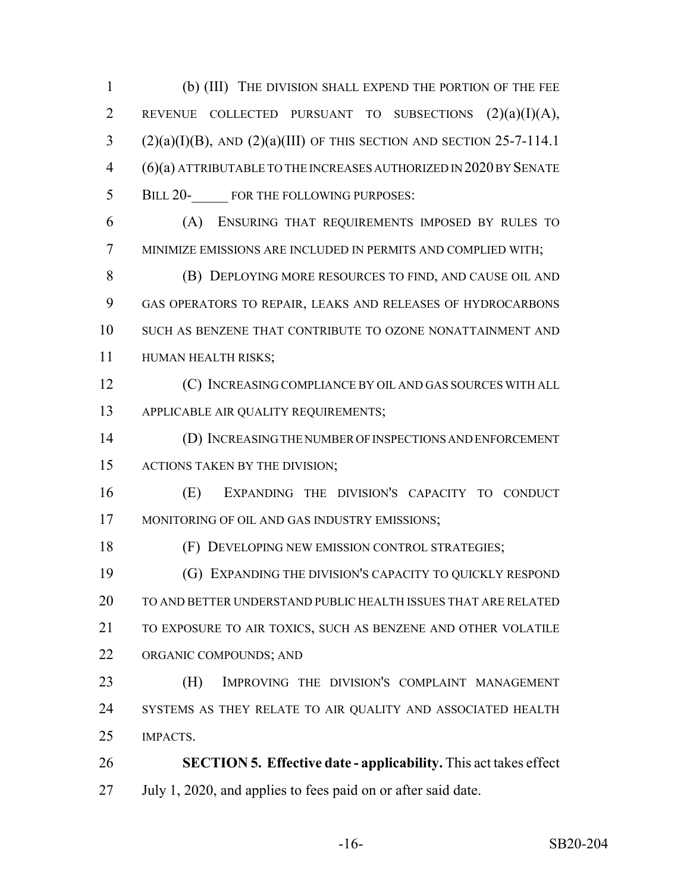(b) (III) THE DIVISION SHALL EXPEND THE PORTION OF THE FEE REVENUE COLLECTED PURSUANT TO SUBSECTIONS (2)(a)(I)(A), (2)(a)(I)(B), AND (2)(a)(III) OF THIS SECTION AND SECTION 25-7-114.1 (6)(a) ATTRIBUTABLE TO THE INCREASES AUTHORIZED IN 2020 BY SENATE BILL 20-_____ FOR THE FOLLOWING PURPOSES:

(A) ENSURING THAT REQUIREMENTS IMPOSED BY RULES TO MINIMIZE EMISSIONS ARE INCLUDED IN PERMITS AND COMPLIED WITH;

(B) DEPLOYING MORE RESOURCES TO FIND, AND CAUSE OIL AND GAS OPERATORS TO REPAIR, LEAKS AND RELEASES OF HYDROCARBONS SUCH AS BENZENE THAT CONTRIBUTE TO OZONE NONATTAINMENT AND HUMAN HEALTH RISKS;

(C) INCREASING COMPLIANCE BY OIL AND GAS SOURCES WITH ALL APPLICABLE AIR QUALITY REQUIREMENTS;

(D) INCREASING THE NUMBER OF INSPECTIONS AND ENFORCEMENT ACTIONS TAKEN BY THE DIVISION;

(E) EXPANDING THE DIVISION'S CAPACITY TO CONDUCT MONITORING OF OIL AND GAS INDUSTRY EMISSIONS;

(F) DEVELOPING NEW EMISSION CONTROL STRATEGIES;

(G) EXPANDING THE DIVISION'S CAPACITY TO QUICKLY RESPOND TO AND BETTER UNDERSTAND PUBLIC HEALTH ISSUES THAT ARE RELATED TO EXPOSURE TO AIR TOXICS, SUCH AS BENZENE AND OTHER VOLATILE ORGANIC COMPOUNDS; AND

(H) IMPROVING THE DIVISION'S COMPLAINT MANAGEMENT SYSTEMS AS THEY RELATE TO AIR QUALITY AND ASSOCIATED HEALTH IMPACTS.

**SECTION 5. Effective date - applicability.** This act takes effect July 1, 2020, and applies to fees paid on or after said date.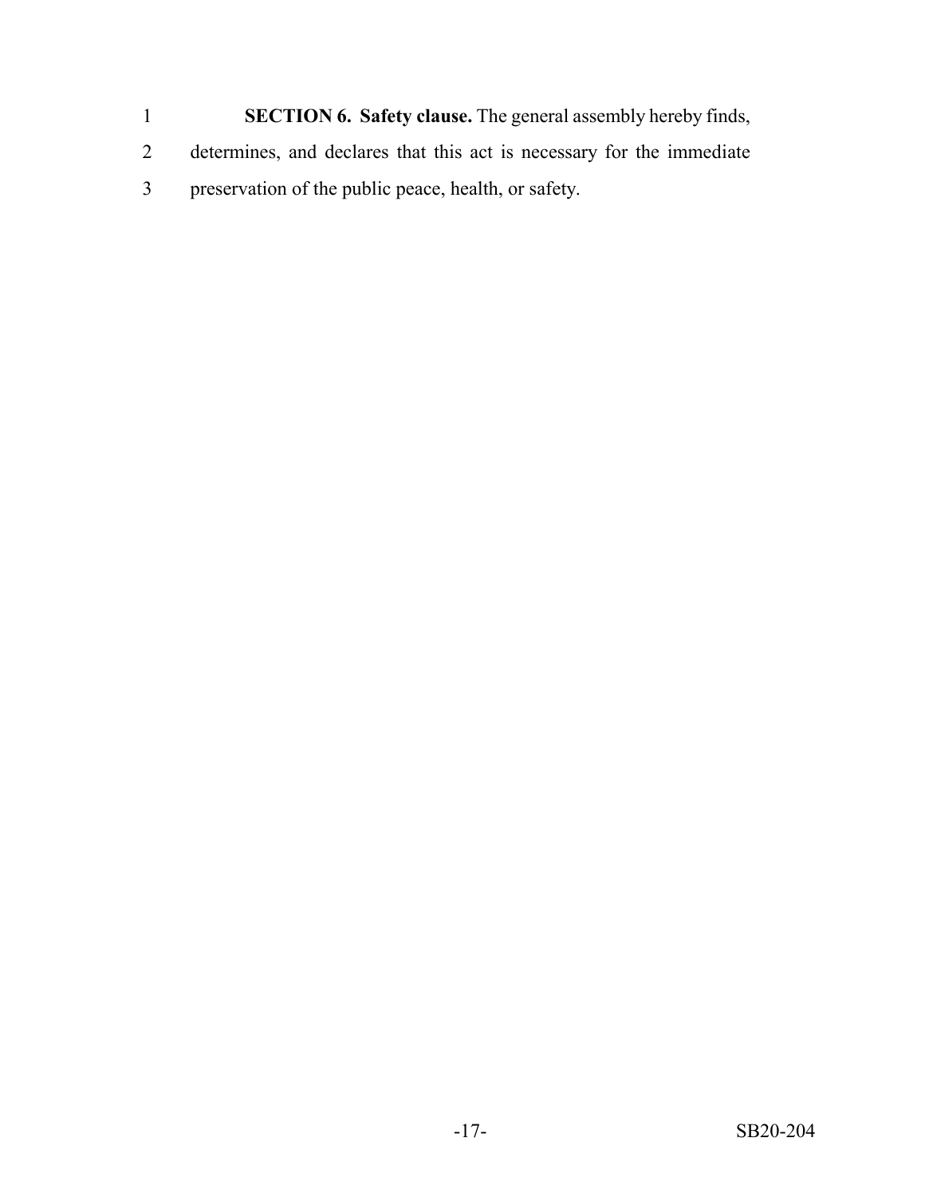**SECTION 6. Safety clause.** The general assembly hereby finds, determines, and declares that this act is necessary for the immediate preservation of the public peace, health, or safety.